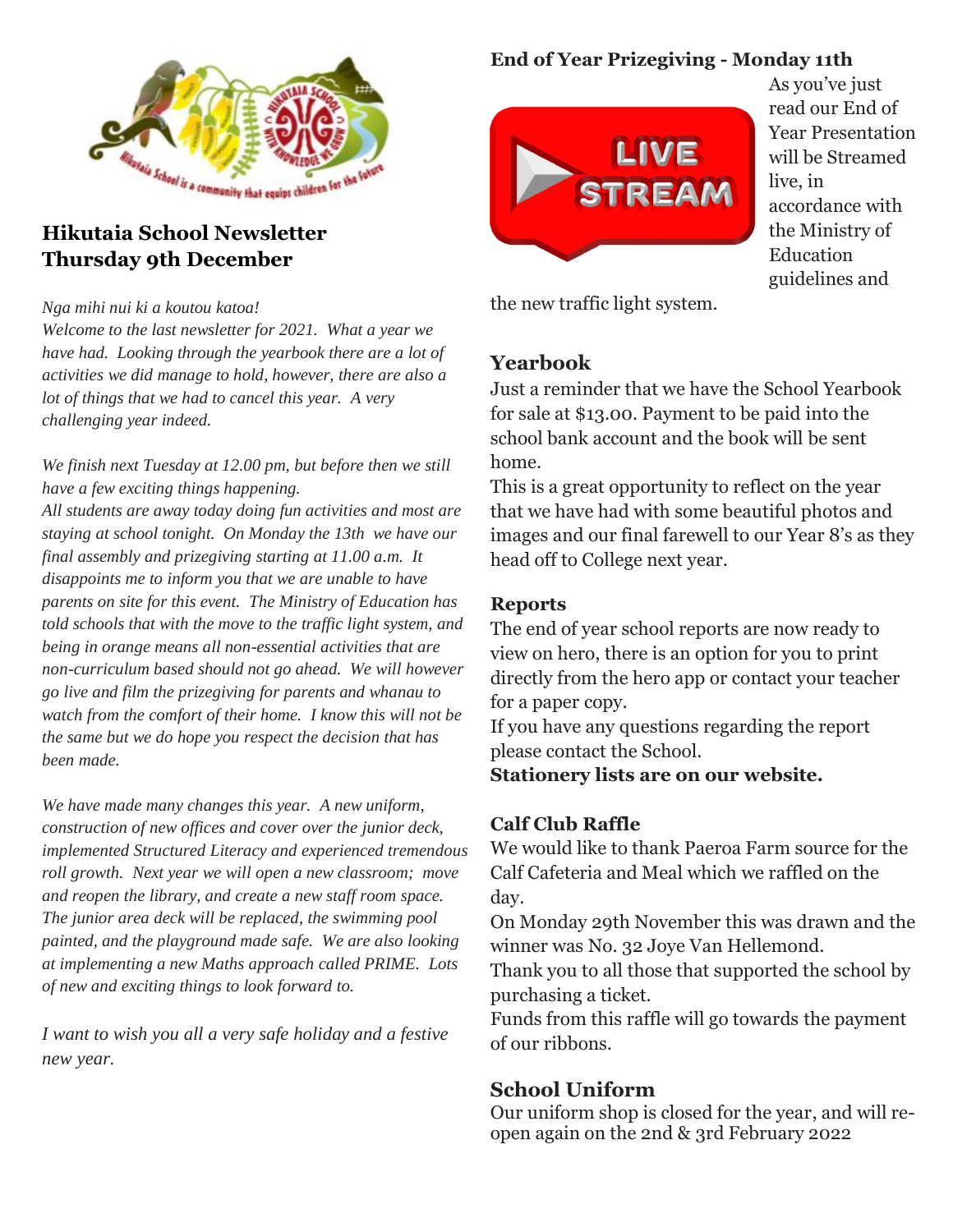# Hikutaia School Newsletter
# Thursday 9th December

*Nga mihi nui ki a koutou katoa!*
*Welcome to the last newsletter for 2021. What a year we have had. Looking through the yearbook there are a lot of activities we did manage to hold, however, there are also a lot of things that we had to cancel this year. A very challenging year indeed.*

*We finish next Tuesday at 12.00 pm, but before then we still have a few exciting things happening.*
*All students are away today doing fun activities and most are staying at school tonight. On Monday the 13th we have our final assembly and prizegiving starting at 11.00 a.m. It disappoints me to inform you that we are unable to have parents on site for this event. The Ministry of Education has told schools that with the move to the traffic light system, and being in orange means all non-essential activities that are non-curriculum based should not go ahead. We will however go live and film the prizegiving for parents and whanau to watch from the comfort of their home. I know this will not be the same but we do hope you respect the decision that has been made.*

*We have made many changes this year. A new uniform, construction of new offices and cover over the junior deck, implemented Structured Literacy and experienced tremendous roll growth. Next year we will open a new classroom; move and reopen the library, and create a new staff room space. The junior area deck will be replaced, the swimming pool painted, and the playground made safe. We are also looking at implementing a new Maths approach called PRIME. Lots of new and exciting things to look forward to.*

*I want to wish you all a very safe holiday and a festive new year.*

### End of Year Prizegiving - Monday 11th

As you've just read our End of Year Presentation will be Streamed live, in accordance with the Ministry of Education guidelines and the new traffic light system.

## Yearbook

Just a reminder that we have the School Yearbook for sale at $13.00. Payment to be paid into the school bank account and the book will be sent home.
This is a great opportunity to reflect on the year that we have had with some beautiful photos and images and our final farewell to our Year 8's as they head off to College next year.

### Reports

The end of year school reports are now ready to view on hero, there is an option for you to print directly from the hero app or contact your teacher for a paper copy.
If you have any questions regarding the report please contact the School.
**Stationery lists are on our website.**

### Calf Club Raffle

We would like to thank Paeroa Farm source for the Calf Cafeteria and Meal which we raffled on the day.
On Monday 29th November this was drawn and the winner was No. 32 Joye Van Hellemond.
Thank you to all those that supported the school by purchasing a ticket.
Funds from this raffle will go towards the payment of our ribbons.

## School Uniform

Our uniform shop is closed for the year, and will re-open again on the 2nd & 3rd February 2022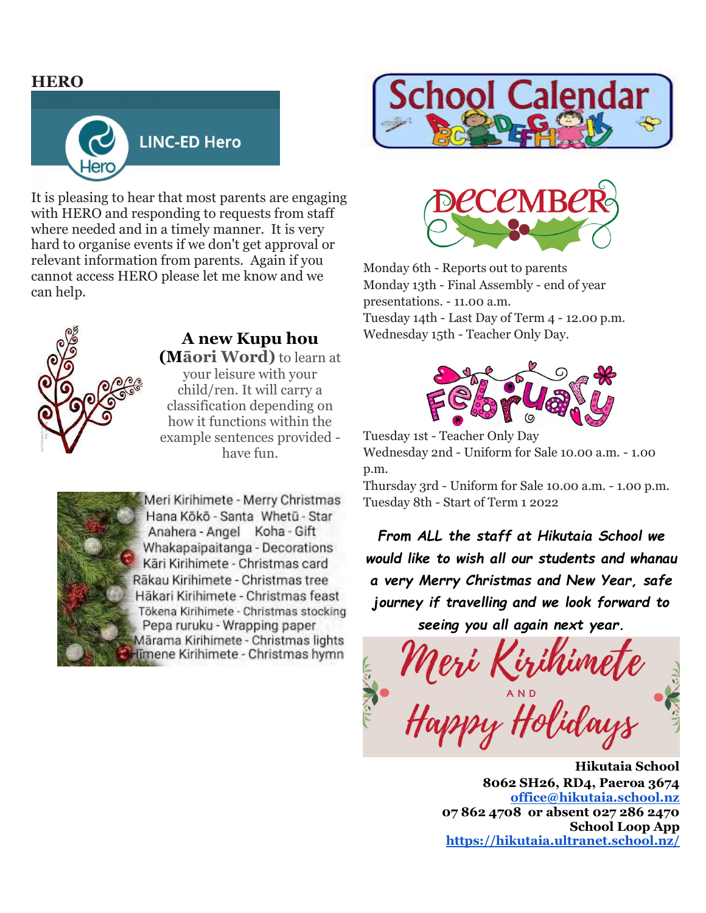## HERO

LINC-ED Hero

It is pleasing to hear that most parents are engaging with HERO and responding to requests from staff where needed and in a timely manner. It is very hard to organise events if we don't get approval or relevant information from parents. Again if you cannot access HERO please let me know and we can help.

### A new Kupu hou

**(Māori Word)** to learn at your leisure with your child/ren. It will carry a classification depending on how it functions within the example sentences provided - have fun.

Meri Kirihimete - Merry Christmas
Hana Kōkō - Santa Whetū - Star
Anahera - Angel Koha - Gift
Whakapaipaitanga - Decorations
Kāri Kirihimete - Christmas card
Rākau Kirihimete - Christmas tree
Hākari Kirihimete - Christmas feast
Tōkena Kirihimete - Christmas stocking
Pepa ruruku - Wrapping paper
Mārama Kirihimete - Christmas lights
Hīmene Kirihimete - Christmas hymn

## School Calendar

### December

Monday 6th - Reports out to parents
Monday 13th - Final Assembly - end of year presentations. - 11.00 a.m.
Tuesday 14th - Last Day of Term 4 - 12.00 p.m.
Wednesday 15th - Teacher Only Day.

### February

Tuesday 1st - Teacher Only Day
Wednesday 2nd - Uniform for Sale 10.00 a.m. - 1.00 p.m.
Thursday 3rd - Uniform for Sale 10.00 a.m. - 1.00 p.m.
Tuesday 8th - Start of Term 1 2022

***From ALL the staff at Hikutaia School we would like to wish all our students and whanau a very Merry Christmas and New Year, safe journey if travelling and we look forward to seeing you all again next year.***

Meri Kirihimete AND Happy Holidays

**Hikutaia School**
**8062 SH26, RD4, Paeroa 3674**
**office@hikutaia.school.nz**
**07 862 4708 or absent 027 286 2470**
**School Loop App**
**https://hikutaia.ultranet.school.nz/**